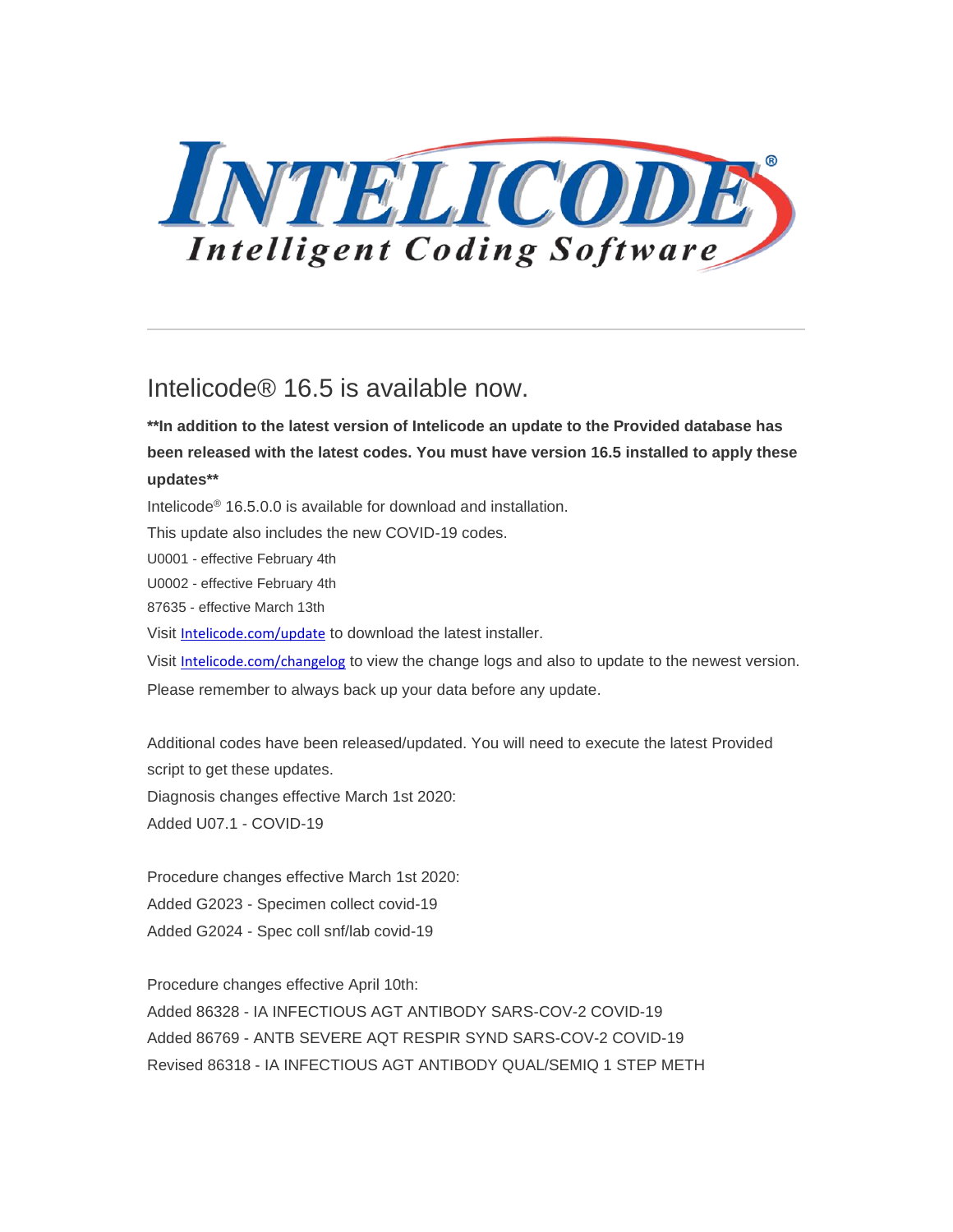# INTELICODE®

*Intelligent Coding Software*

---

## Intelicode® 16.5 is available now.

**\*\*In addition to the latest version of Intelicode an update to the Provided database has been released with the latest codes. You must have version 16.5 installed to apply these updates\*\***

Intelicode® 16.5.0.0 is available for download and installation.

This update also includes the new COVID-19 codes.

U0001 - effective February 4th

U0002 - effective February 4th

87635 - effective March 13th

Visit [Intelicode.com/update](Intelicode.com/update) to download the latest installer.

Visit [Intelicode.com/changelog](Intelicode.com/changelog) to view the change logs and also to update to the newest version.

Please remember to always back up your data before any update.

Additional codes have been released/updated. You will need to execute the latest Provided script to get these updates.

Diagnosis changes effective March 1st 2020:

Added U07.1 - COVID-19

Procedure changes effective March 1st 2020:

Added G2023 - Specimen collect covid-19

Added G2024 - Spec coll snf/lab covid-19

Procedure changes effective April 10th:

Added 86328 - IA INFECTIOUS AGT ANTIBODY SARS-COV-2 COVID-19

Added 86769 - ANTB SEVERE AQT RESPIR SYND SARS-COV-2 COVID-19

Revised 86318 - IA INFECTIOUS AGT ANTIBODY QUAL/SEMIQ 1 STEP METH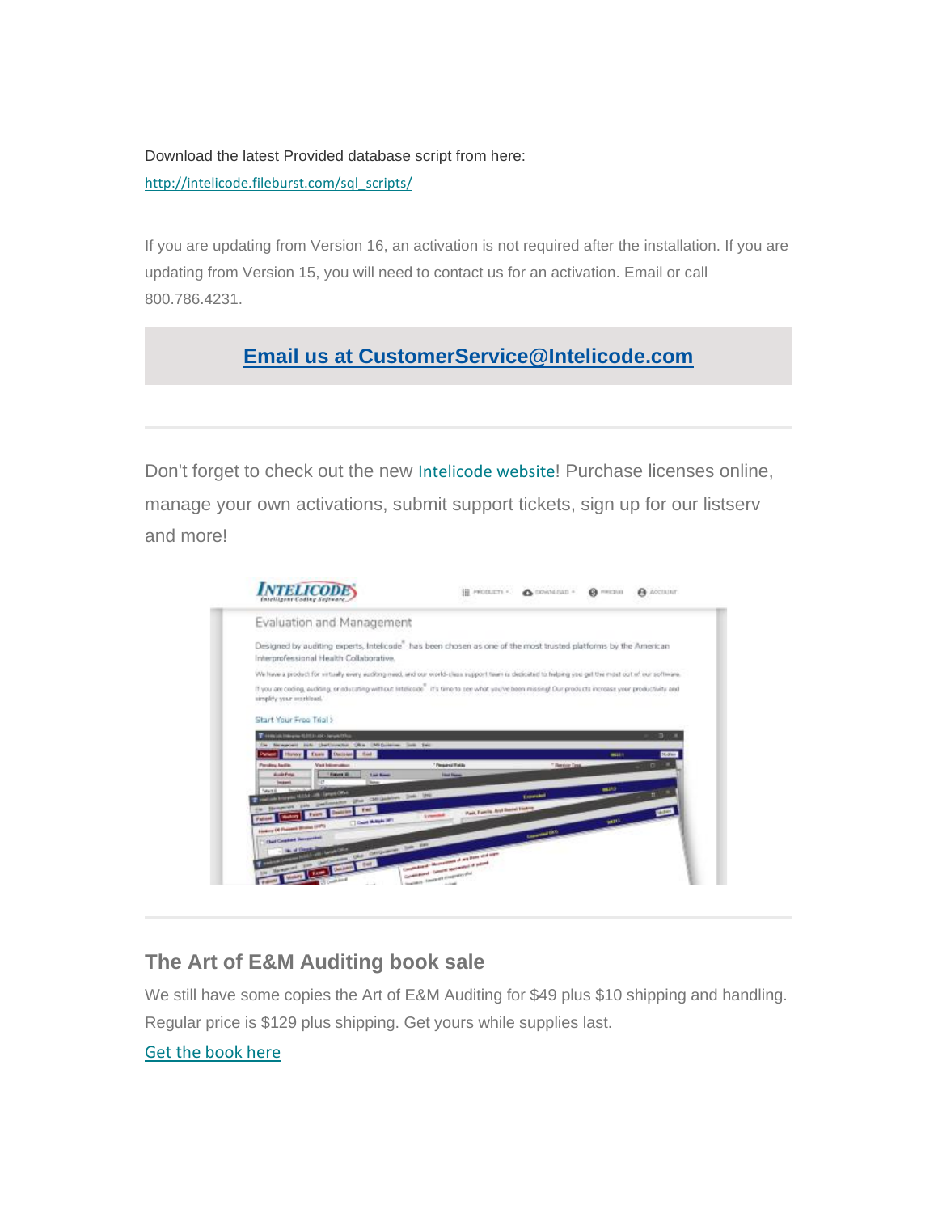Download the latest Provided database script from here:

http://intelicode.fileburst.com/sql_scripts/

If you are updating from Version 16, an activation is not required after the installation. If you are updating from Version 15, you will need to contact us for an activation. Email or call 800.786.4231.

**Email us at CustomerService@Intelicode.com**

---

Don't forget to check out the new Intelicode website! Purchase licenses online, manage your own activations, submit support tickets, sign up for our listserv and more!

---

## The Art of E&M Auditing book sale

We still have some copies the Art of E&M Auditing for $49 plus $10 shipping and handling. Regular price is $129 plus shipping. Get yours while supplies last.

Get the book here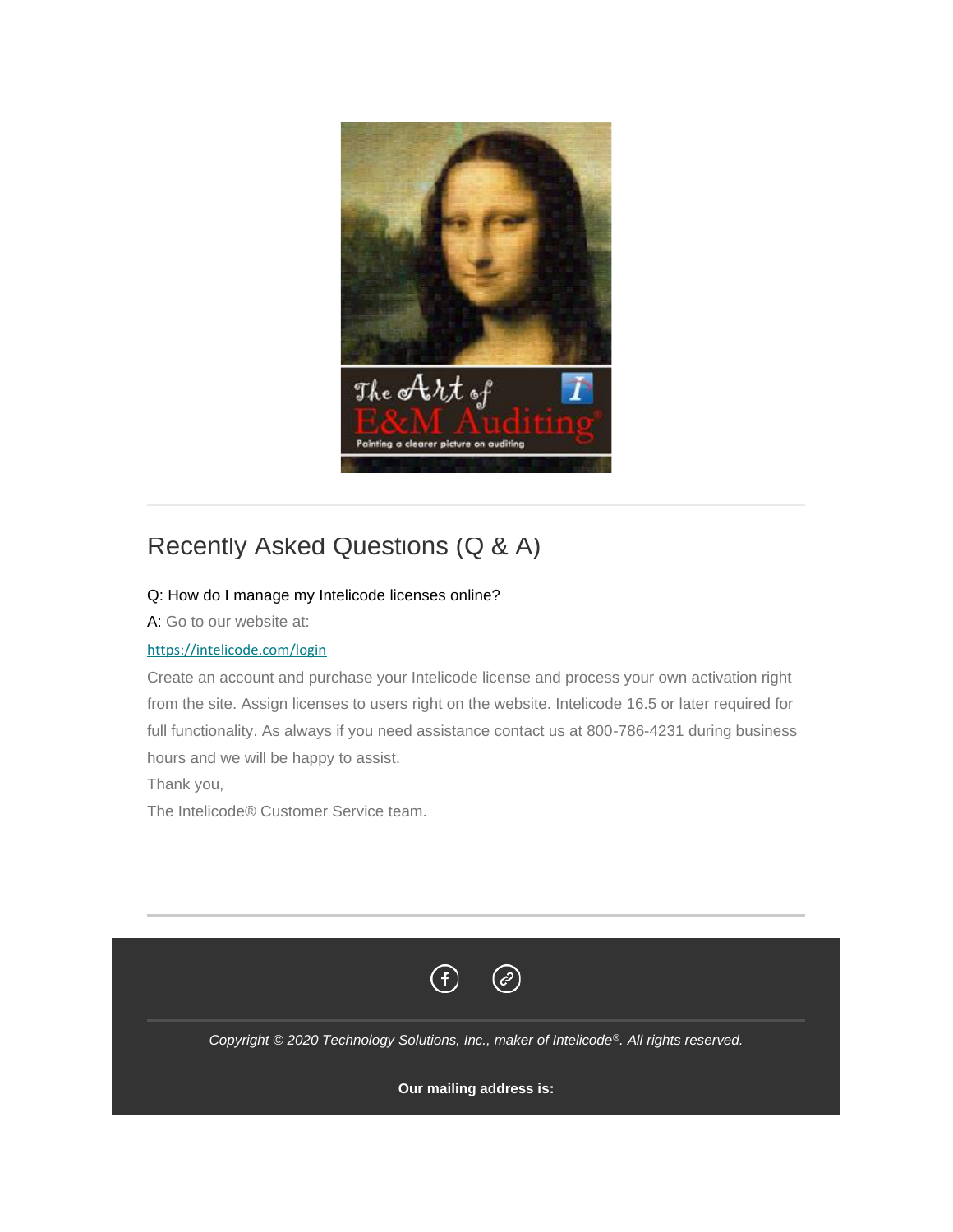## Recently Asked Questions (Q & A)

Q: How do I manage my Intelicode licenses online?

A: Go to our website at:

https://intelicode.com/login

Create an account and purchase your Intelicode license and process your own activation right from the site. Assign licenses to users right on the website. Intelicode 16.5 or later required for full functionality. As always if you need assistance contact us at 800-786-4231 during business hours and we will be happy to assist.

Thank you,

The Intelicode® Customer Service team.

---

*Copyright © 2020 Technology Solutions, Inc., maker of Intelicode®. All rights reserved.*

**Our mailing address is:**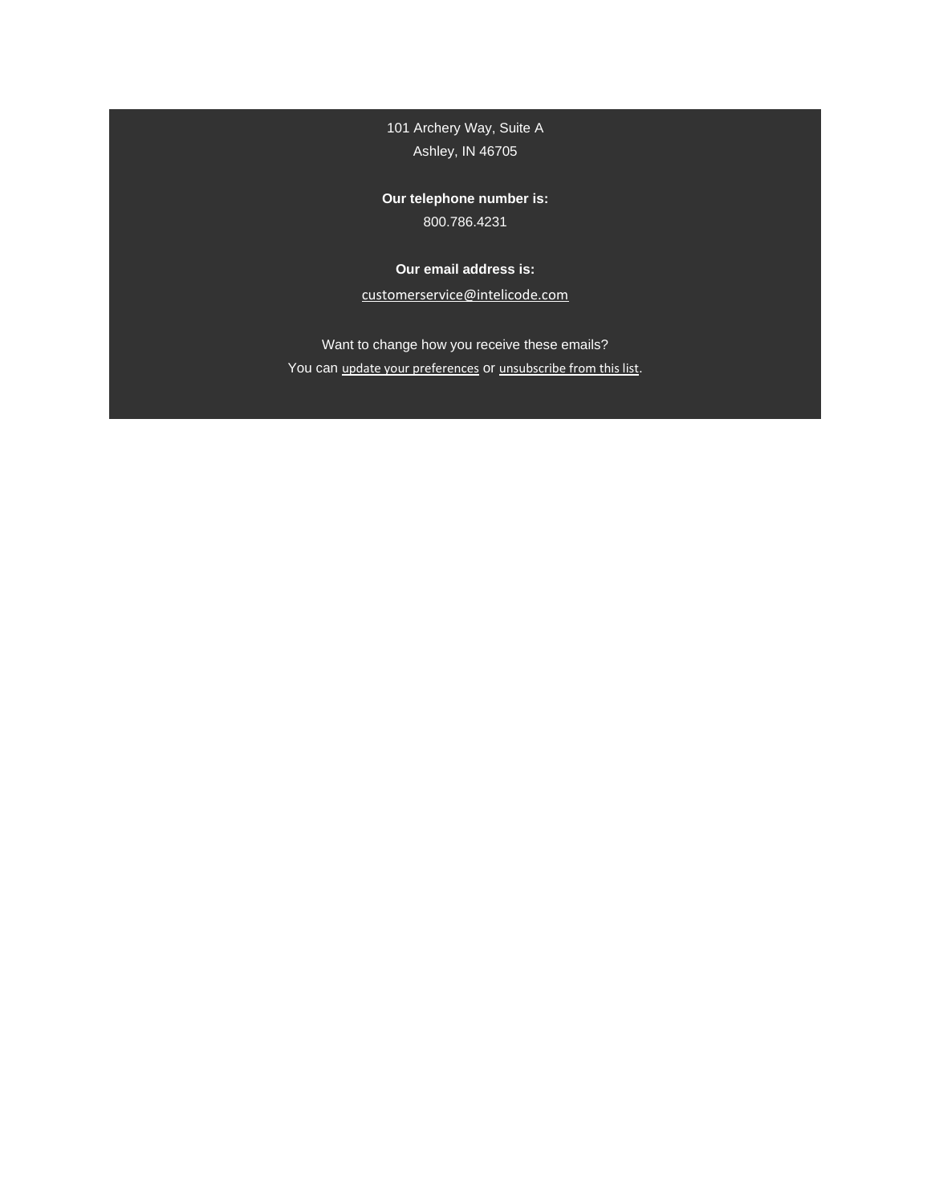101 Archery Way, Suite A
Ashley, IN 46705

**Our telephone number is:**
800.786.4231

**Our email address is:**
customerservice@intelicode.com

Want to change how you receive these emails?
You can update your preferences or unsubscribe from this list.